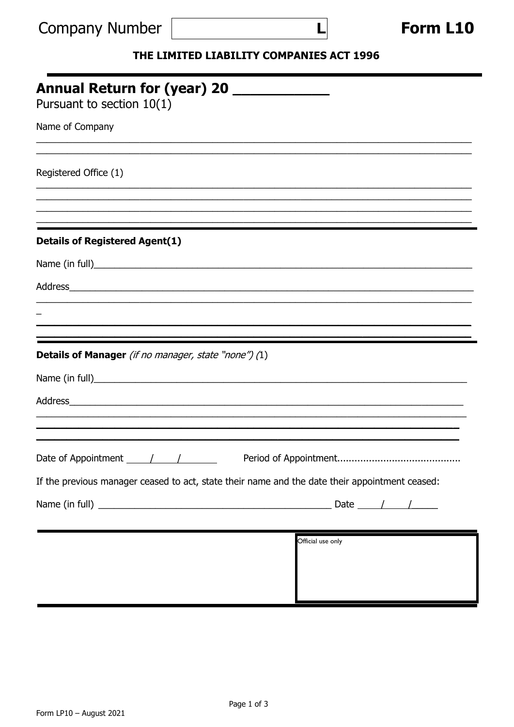Company Number L **Form L10**

**THE LIMITED LIABILITY COMPANIES ACT 1996**

# Annual Return for (year) 20 ___________

Pursuant to section 10(1)

Name of Company

______________________________________________________________________________

______________________________________________________________________________

Registered Office (1)

______________________________________________________________________________

______________________________________________________________________________

______________________________________________________________________________

______________________________________________________________________________

**Details of Registered Agent(1)**

Name (in full)______________________________________________________________________

Address_____________________________________________________________________________

______________________________________________________________________________

_

______________________________________________________________________________

______________________________________________________________________________

**Details of Manager** *(if no manager, state "none") (*1)

Name (in full)______________________________________________________________________

Address_____________________________________________________________________________

______________________________________________________________________________

______________________________________________________________________________

______________________________________________________________________________

Date of Appointment ____/____/______ Period of Appointment..........................................

If the previous manager ceased to act, state their name and the date their appointment ceased:

Name (in full) ____________________________________________ Date ____/____/_____

Official use only

Form LP10 – August 2021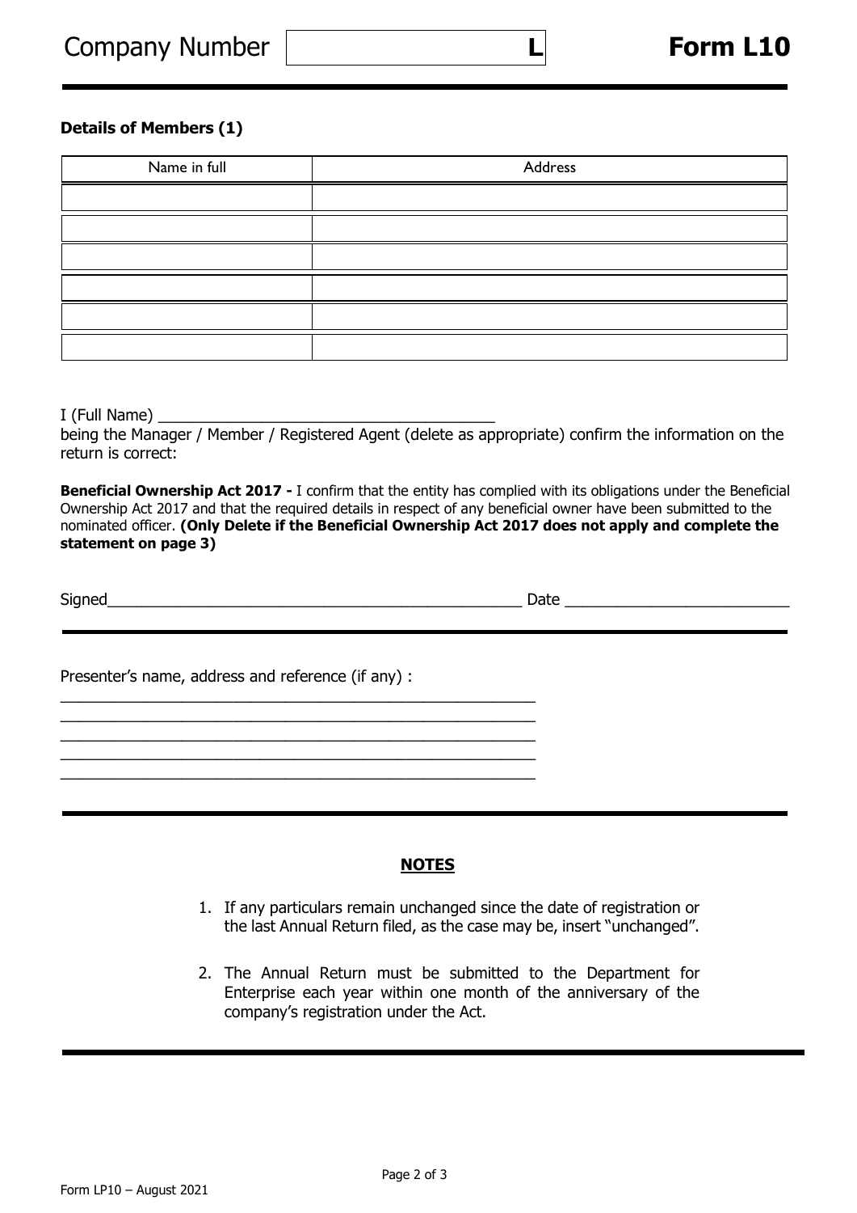Company Number L **Form L10**

**Details of Members (1)**

| Name in full | Address |
|---|---|
| | |
| | |
| | |
| | |
| | |
| | |

I (Full Name) _______________________________________

being the Manager / Member / Registered Agent (delete as appropriate) confirm the information on the return is correct:

**Beneficial Ownership Act 2017 -** I confirm that the entity has complied with its obligations under the Beneficial Ownership Act 2017 and that the required details in respect of any beneficial owner have been submitted to the nominated officer. **(Only Delete if the Beneficial Ownership Act 2017 does not apply and complete the statement on page 3)**

Signed_______________________________________________ Date _________________________

Presenter's name, address and reference (if any) :

_______________________________________________________

_______________________________________________________

_______________________________________________________

_______________________________________________________

_______________________________________________________

**NOTES**

1. If any particulars remain unchanged since the date of registration or the last Annual Return filed, as the case may be, insert "unchanged".
2. The Annual Return must be submitted to the Department for Enterprise each year within one month of the anniversary of the company's registration under the Act.

Form LP10 – August 2021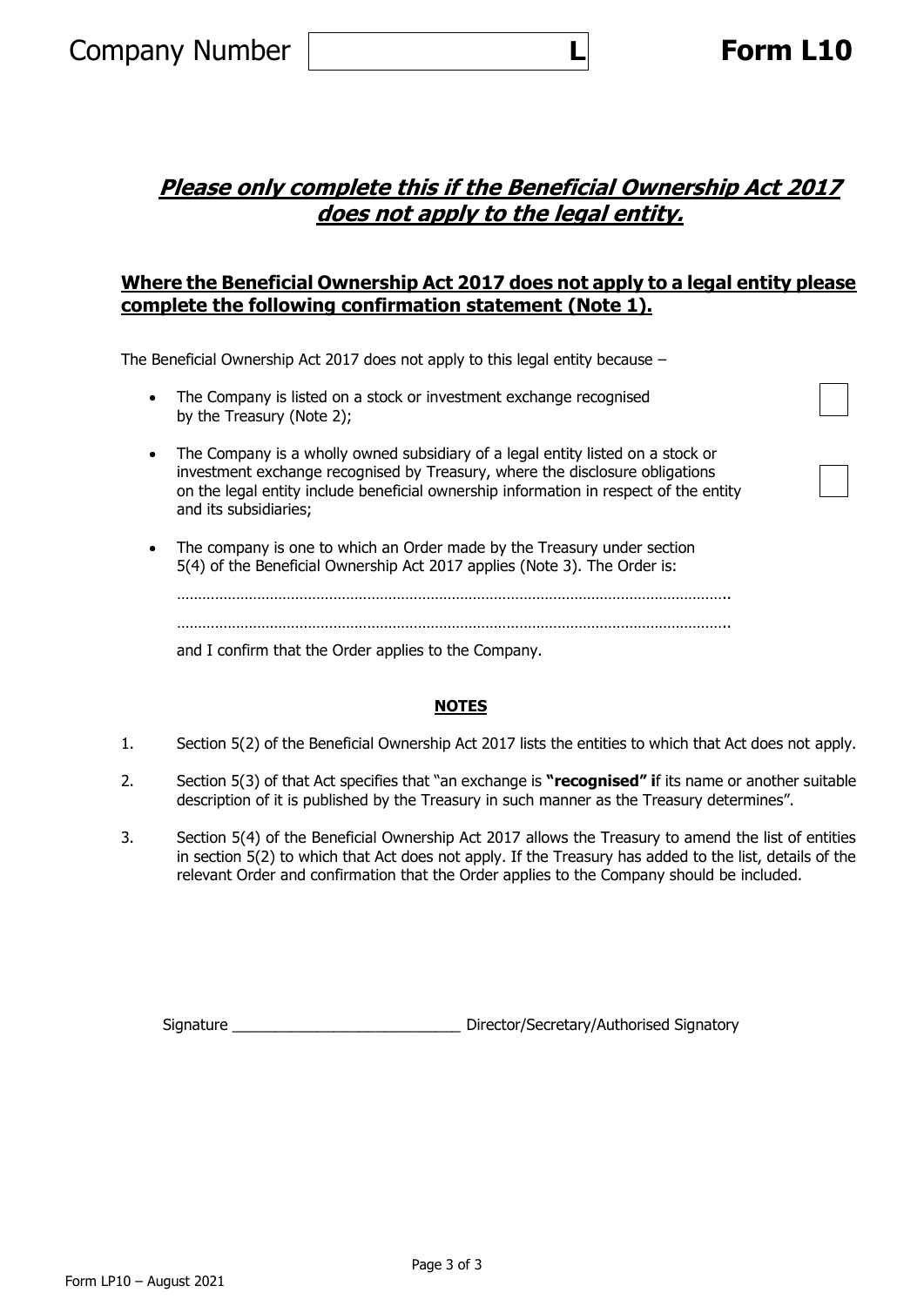Company Number | L | **Form L10**

## ***Please only complete this if the Beneficial Ownership Act 2017 does not apply to the legal entity.***

### **Where the Beneficial Ownership Act 2017 does not apply to a legal entity please complete the following confirmation statement (Note 1).**

The Beneficial Ownership Act 2017 does not apply to this legal entity because –

- The Company is listed on a stock or investment exchange recognised by the Treasury (Note 2); ☐
- The Company is a wholly owned subsidiary of a legal entity listed on a stock or investment exchange recognised by Treasury, where the disclosure obligations on the legal entity include beneficial ownership information in respect of the entity and its subsidiaries; ☐
- The company is one to which an Order made by the Treasury under section 5(4) of the Beneficial Ownership Act 2017 applies (Note 3). The Order is:

  ……………………………………………………………………………………………………………..

  ……………………………………………………………………………………………………………..

  and I confirm that the Order applies to the Company.

**NOTES**

1. Section 5(2) of the Beneficial Ownership Act 2017 lists the entities to which that Act does not apply.
2. Section 5(3) of that Act specifies that "an exchange is **"recognised" i**f its name or another suitable description of it is published by the Treasury in such manner as the Treasury determines".
3. Section 5(4) of the Beneficial Ownership Act 2017 allows the Treasury to amend the list of entities in section 5(2) to which that Act does not apply. If the Treasury has added to the list, details of the relevant Order and confirmation that the Order applies to the Company should be included.

Signature ___________________________ Director/Secretary/Authorised Signatory

Form LP10 – August 2021